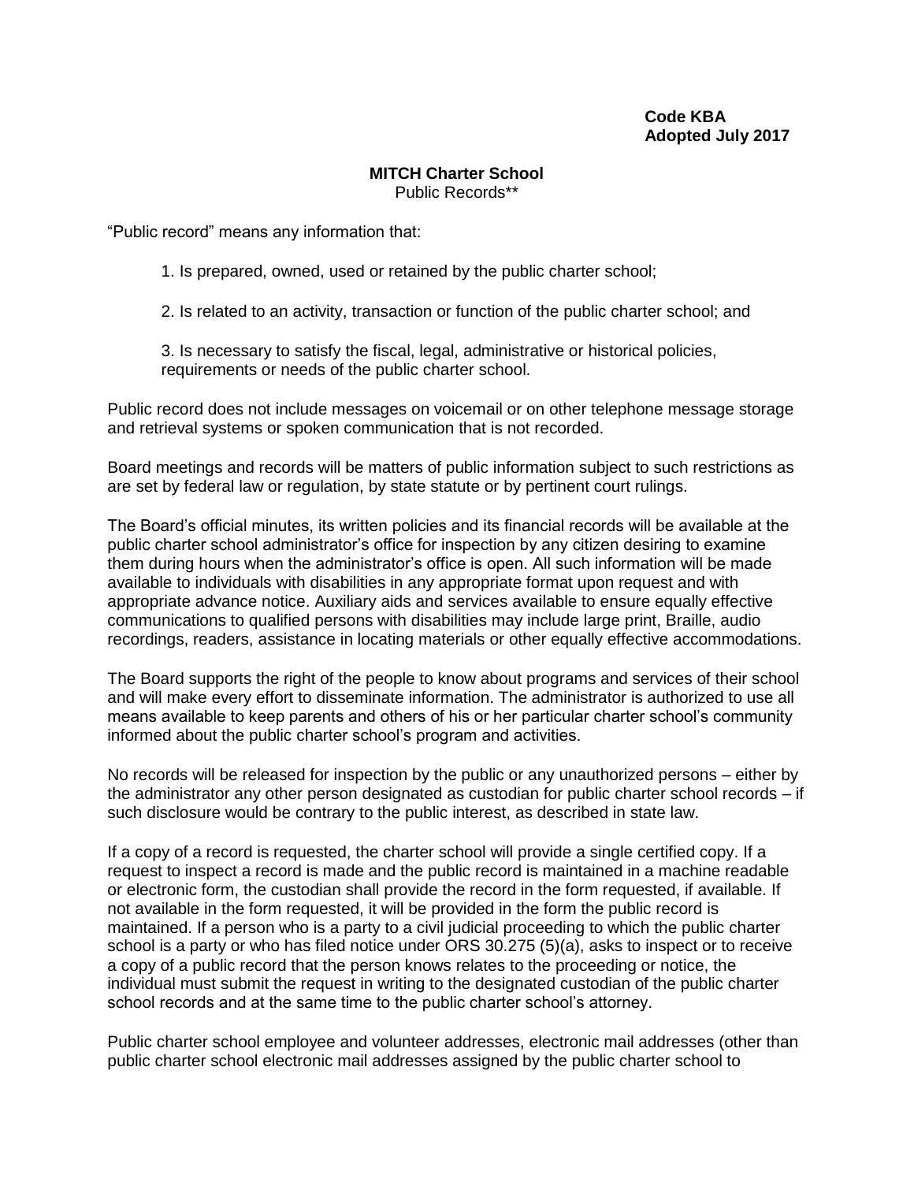**Code KBA**
**Adopted July 2017**

**MITCH Charter School**
Public Records**

"Public record" means any information that:

1. Is prepared, owned, used or retained by the public charter school;

2. Is related to an activity, transaction or function of the public charter school; and

3. Is necessary to satisfy the fiscal, legal, administrative or historical policies, requirements or needs of the public charter school.

Public record does not include messages on voicemail or on other telephone message storage and retrieval systems or spoken communication that is not recorded.

Board meetings and records will be matters of public information subject to such restrictions as are set by federal law or regulation, by state statute or by pertinent court rulings.

The Board's official minutes, its written policies and its financial records will be available at the public charter school administrator's office for inspection by any citizen desiring to examine them during hours when the administrator's office is open. All such information will be made available to individuals with disabilities in any appropriate format upon request and with appropriate advance notice. Auxiliary aids and services available to ensure equally effective communications to qualified persons with disabilities may include large print, Braille, audio recordings, readers, assistance in locating materials or other equally effective accommodations.

The Board supports the right of the people to know about programs and services of their school and will make every effort to disseminate information. The administrator is authorized to use all means available to keep parents and others of his or her particular charter school's community informed about the public charter school's program and activities.

No records will be released for inspection by the public or any unauthorized persons – either by the administrator any other person designated as custodian for public charter school records – if such disclosure would be contrary to the public interest, as described in state law.

If a copy of a record is requested, the charter school will provide a single certified copy. If a request to inspect a record is made and the public record is maintained in a machine readable or electronic form, the custodian shall provide the record in the form requested, if available. If not available in the form requested, it will be provided in the form the public record is maintained. If a person who is a party to a civil judicial proceeding to which the public charter school is a party or who has filed notice under ORS 30.275 (5)(a), asks to inspect or to receive a copy of a public record that the person knows relates to the proceeding or notice, the individual must submit the request in writing to the designated custodian of the public charter school records and at the same time to the public charter school's attorney.

Public charter school employee and volunteer addresses, electronic mail addresses (other than public charter school electronic mail addresses assigned by the public charter school to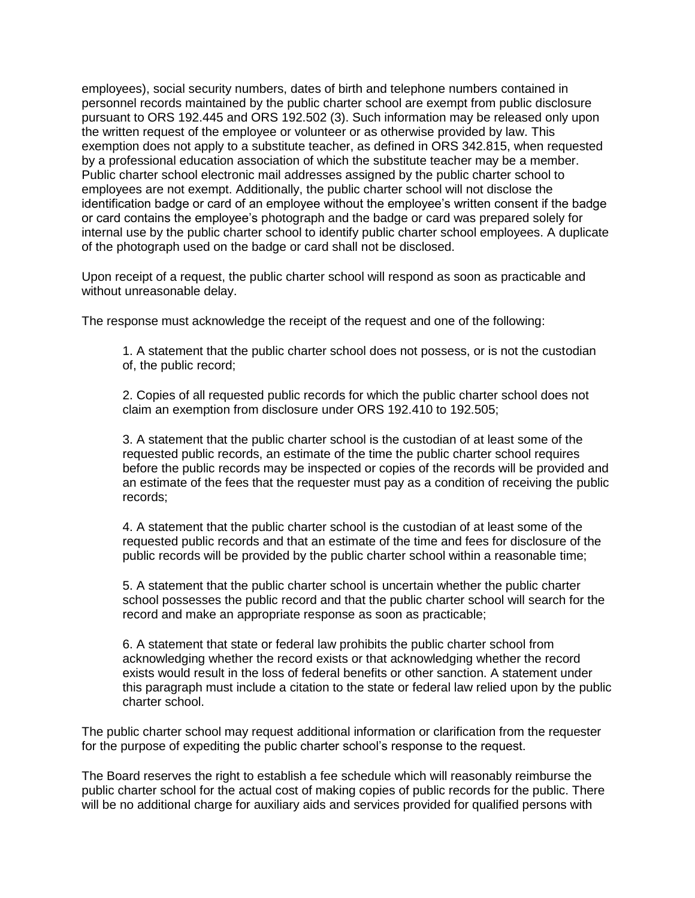employees), social security numbers, dates of birth and telephone numbers contained in personnel records maintained by the public charter school are exempt from public disclosure pursuant to ORS 192.445 and ORS 192.502 (3). Such information may be released only upon the written request of the employee or volunteer or as otherwise provided by law. This exemption does not apply to a substitute teacher, as defined in ORS 342.815, when requested by a professional education association of which the substitute teacher may be a member. Public charter school electronic mail addresses assigned by the public charter school to employees are not exempt. Additionally, the public charter school will not disclose the identification badge or card of an employee without the employee's written consent if the badge or card contains the employee's photograph and the badge or card was prepared solely for internal use by the public charter school to identify public charter school employees. A duplicate of the photograph used on the badge or card shall not be disclosed.

Upon receipt of a request, the public charter school will respond as soon as practicable and without unreasonable delay.

The response must acknowledge the receipt of the request and one of the following:

1. A statement that the public charter school does not possess, or is not the custodian of, the public record;

2. Copies of all requested public records for which the public charter school does not claim an exemption from disclosure under ORS 192.410 to 192.505;

3. A statement that the public charter school is the custodian of at least some of the requested public records, an estimate of the time the public charter school requires before the public records may be inspected or copies of the records will be provided and an estimate of the fees that the requester must pay as a condition of receiving the public records;

4. A statement that the public charter school is the custodian of at least some of the requested public records and that an estimate of the time and fees for disclosure of the public records will be provided by the public charter school within a reasonable time;

5. A statement that the public charter school is uncertain whether the public charter school possesses the public record and that the public charter school will search for the record and make an appropriate response as soon as practicable;

6. A statement that state or federal law prohibits the public charter school from acknowledging whether the record exists or that acknowledging whether the record exists would result in the loss of federal benefits or other sanction. A statement under this paragraph must include a citation to the state or federal law relied upon by the public charter school.

The public charter school may request additional information or clarification from the requester for the purpose of expediting the public charter school's response to the request.

The Board reserves the right to establish a fee schedule which will reasonably reimburse the public charter school for the actual cost of making copies of public records for the public. There will be no additional charge for auxiliary aids and services provided for qualified persons with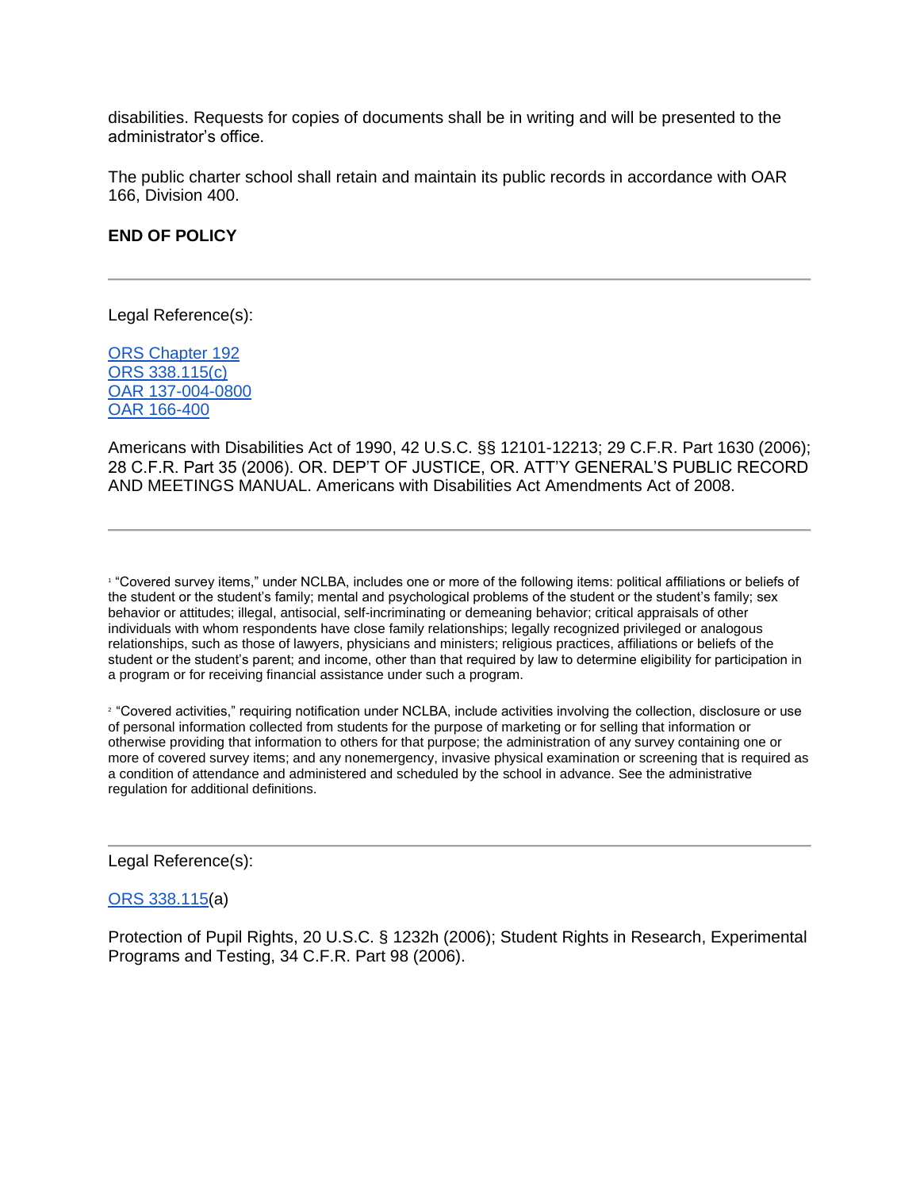disabilities. Requests for copies of documents shall be in writing and will be presented to the administrator's office.

The public charter school shall retain and maintain its public records in accordance with OAR 166, Division 400.

**END OF POLICY**

---

Legal Reference(s):

ORS Chapter 192
ORS 338.115(c)
OAR 137-004-0800
OAR 166-400

Americans with Disabilities Act of 1990, 42 U.S.C. §§ 12101-12213; 29 C.F.R. Part 1630 (2006); 28 C.F.R. Part 35 (2006). OR. DEP'T OF JUSTICE, OR. ATT'Y GENERAL'S PUBLIC RECORD AND MEETINGS MANUAL. Americans with Disabilities Act Amendments Act of 2008.

---

[1] "Covered survey items," under NCLBA, includes one or more of the following items: political affiliations or beliefs of the student or the student's family; mental and psychological problems of the student or the student's family; sex behavior or attitudes; illegal, antisocial, self-incriminating or demeaning behavior; critical appraisals of other individuals with whom respondents have close family relationships; legally recognized privileged or analogous relationships, such as those of lawyers, physicians and ministers; religious practices, affiliations or beliefs of the student or the student's parent; and income, other than that required by law to determine eligibility for participation in a program or for receiving financial assistance under such a program.

[2] "Covered activities," requiring notification under NCLBA, include activities involving the collection, disclosure or use of personal information collected from students for the purpose of marketing or for selling that information or otherwise providing that information to others for that purpose; the administration of any survey containing one or more of covered survey items; and any nonemergency, invasive physical examination or screening that is required as a condition of attendance and administered and scheduled by the school in advance. See the administrative regulation for additional definitions.

---

Legal Reference(s):

ORS 338.115(a)

Protection of Pupil Rights, 20 U.S.C. § 1232h (2006); Student Rights in Research, Experimental Programs and Testing, 34 C.F.R. Part 98 (2006).